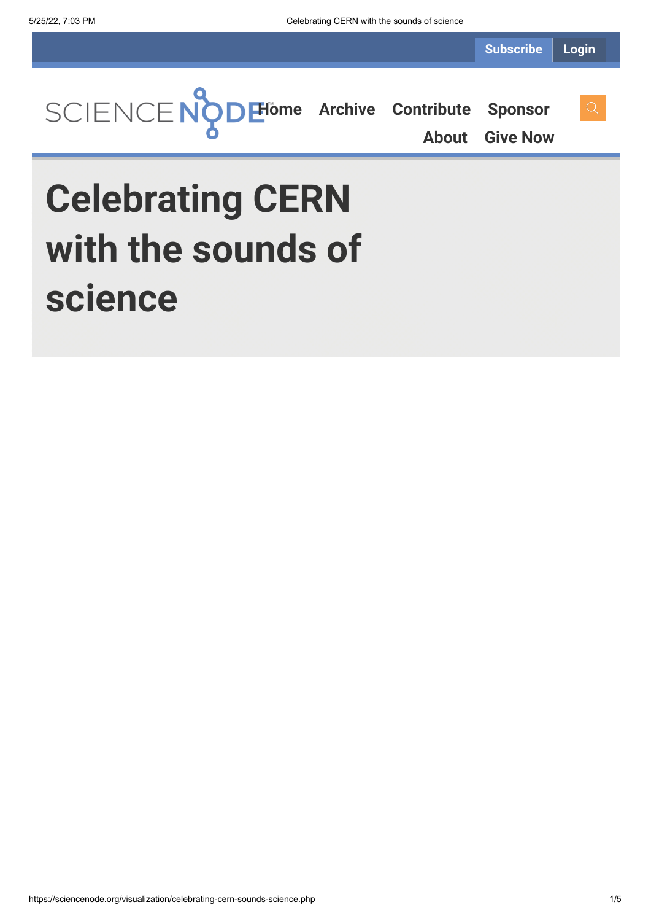# Celebrating CERN with the sounds of science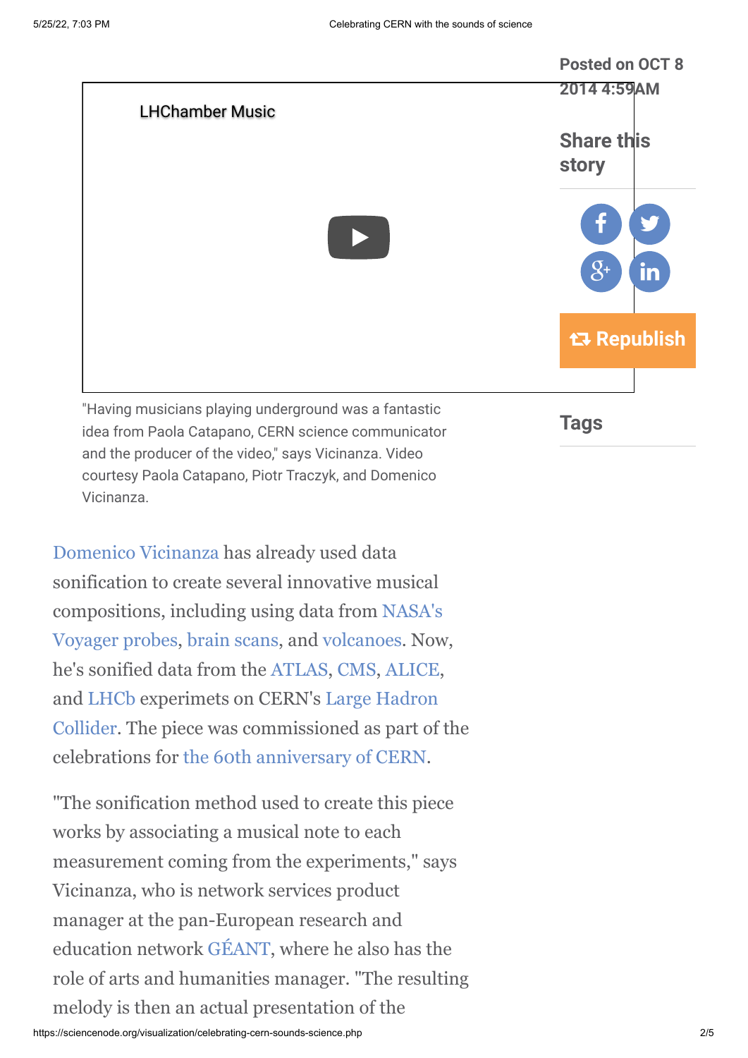LHChamber Music

Posted on OCT 8 2014 4:59AM

**Share this story**

Republish

**Tags**

"Having musicians playing underground was a fantastic idea from Paola Catapano, CERN science communicator and the producer of the video," says Vicinanza. Video courtesy Paola Catapano, Piotr Traczyk, and Domenico Vicinanza.

Domenico Vicinanza has already used data sonification to create several innovative musical compositions, including using data from NASA's Voyager probes, brain scans, and volcanoes. Now, he's sonified data from the ATLAS, CMS, ALICE, and LHCb experimets on CERN's Large Hadron Collider. The piece was commissioned as part of the celebrations for the 60th anniversary of CERN.

"The sonification method used to create this piece works by associating a musical note to each measurement coming from the experiments," says Vicinanza, who is network services product manager at the pan-European research and education network GÉANT, where he also has the role of arts and humanities manager. "The resulting melody is then an actual presentation of the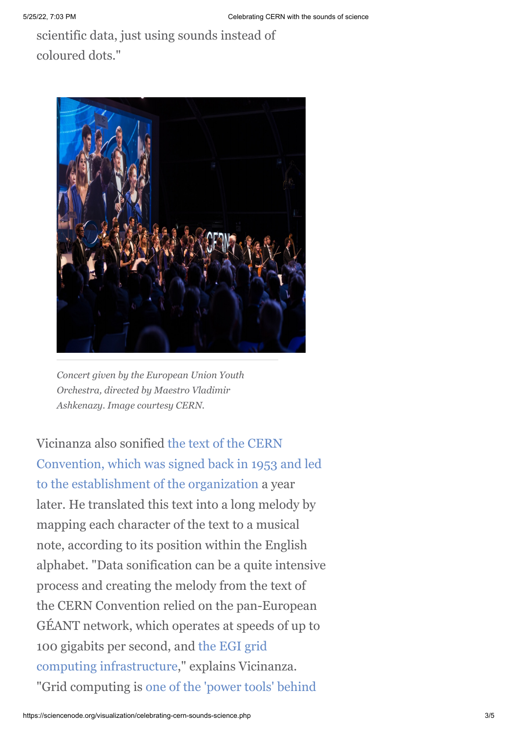scientific data, just using sounds instead of coloured dots."

*Concert given by the European Union Youth Orchestra, directed by Maestro Vladimir Ashkenazy. Image courtesy CERN.*

Vicinanza also sonified the text of the CERN Convention, which was signed back in 1953 and led to the establishment of the organization a year later. He translated this text into a long melody by mapping each character of the text to a musical note, according to its position within the English alphabet. "Data sonification can be a quite intensive process and creating the melody from the text of the CERN Convention relied on the pan-European GÉANT network, which operates at speeds of up to 100 gigabits per second, and the EGI grid computing infrastructure," explains Vicinanza. "Grid computing is one of the 'power tools' behind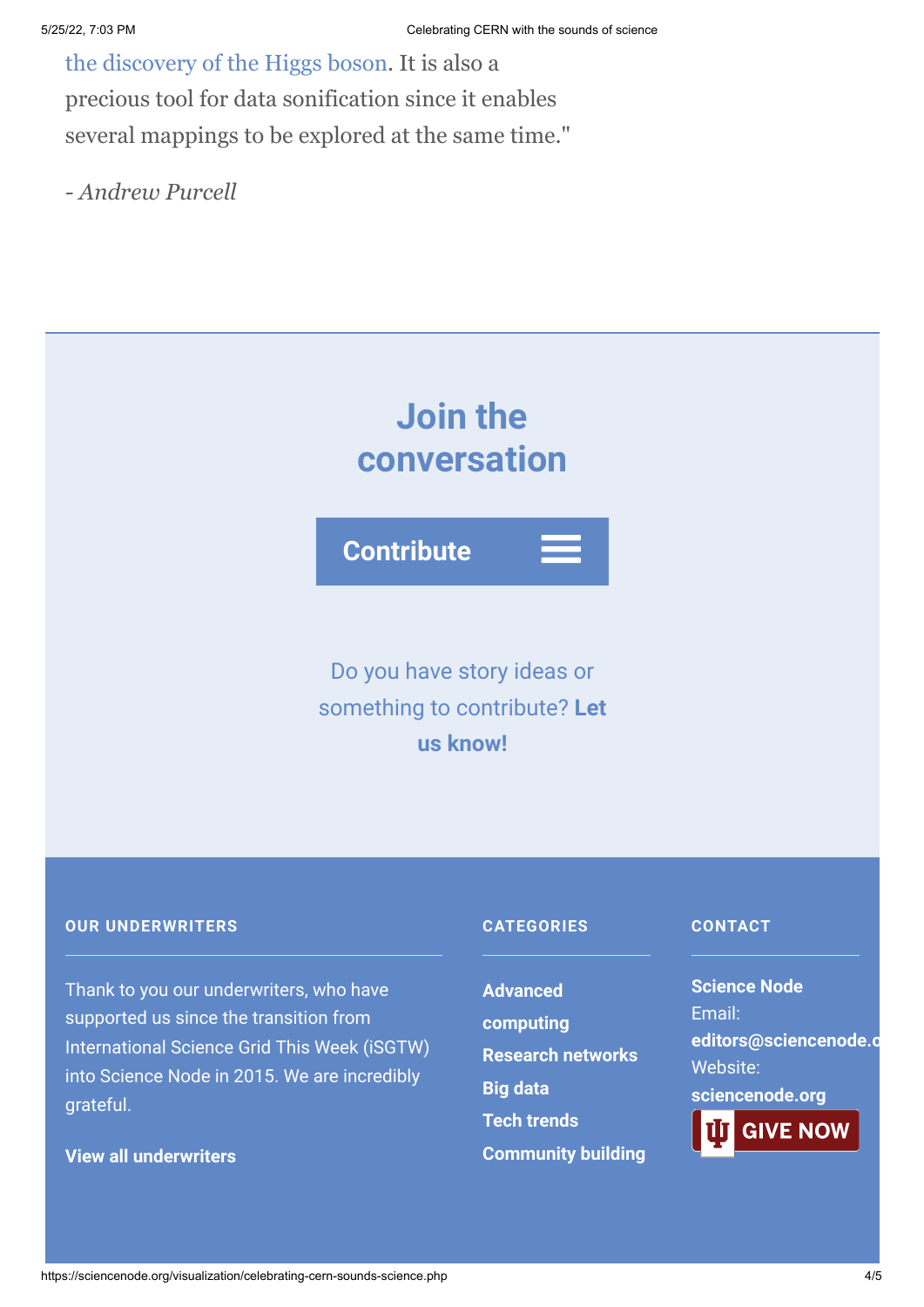the discovery of the Higgs boson. It is also a precious tool for data sonification since it enables several mappings to be explored at the same time."

*- Andrew Purcell*

## Join the conversation

**Contribute**

Do you have story ideas or something to contribute? **Let us know!**

**OUR UNDERWRITERS**

Thank to you our underwriters, who have supported us since the transition from International Science Grid This Week (iSGTW) into Science Node in 2015. We are incredibly grateful.

**View all underwriters**

**CATEGORIES**

**Advanced computing**
**Research networks**
**Big data**
**Tech trends**
**Community building**

**CONTACT**

**Science Node**
Email:
**editors@sciencenode.o**
Website:
**sciencenode.org**

GIVE NOW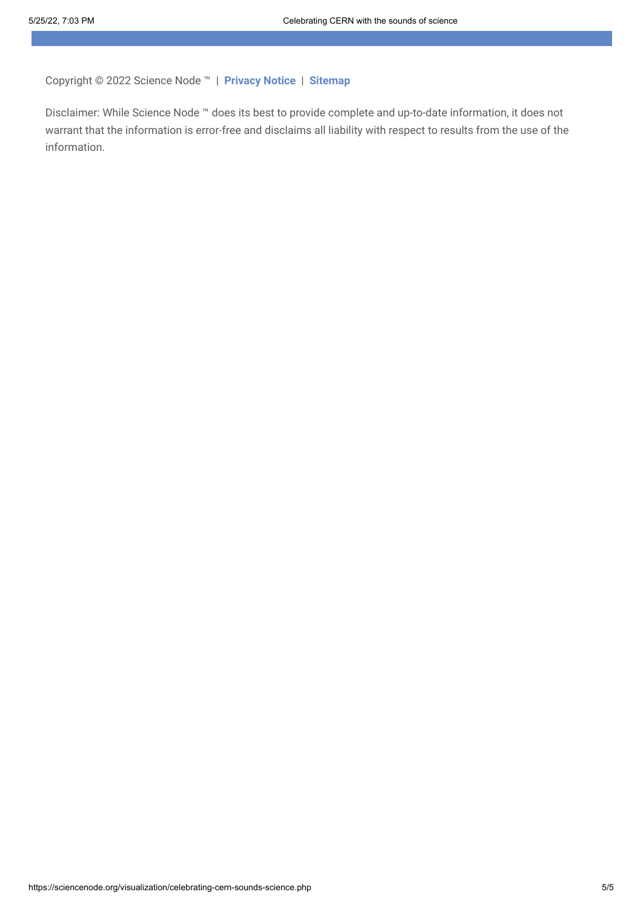Copyright © 2022 Science Node ™ | **Privacy Notice** | **Sitemap**

Disclaimer: While Science Node ™ does its best to provide complete and up-to-date information, it does not warrant that the information is error-free and disclaims all liability with respect to results from the use of the information.